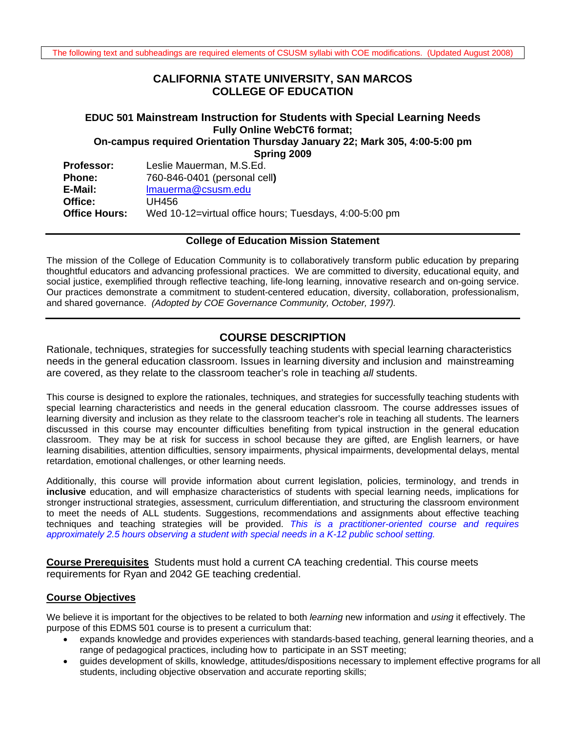The following text and subheadings are required elements of CSUSM syllabi with COE modifications. (Updated August 2008)

# CALIFORNIA STATE UNIVERSITY, SAN MARCOS
# COLLEGE OF EDUCATION

## EDUC 501 Mainstream Instruction for Students with Special Learning Needs

**Fully Online WebCT6 format;**
**On-campus required Orientation Thursday January 22; Mark 305, 4:00-5:00 pm**
**Spring 2009**

**Professor:** Leslie Mauerman, M.S.Ed.
**Phone:** 760-846-0401 (personal cell**)**
**E-Mail:** lmauerma@csusm.edu
**Office:** UH456
**Office Hours:** Wed 10-12=virtual office hours; Tuesdays, 4:00-5:00 pm

---

**College of Education Mission Statement**

The mission of the College of Education Community is to collaboratively transform public education by preparing thoughtful educators and advancing professional practices. We are committed to diversity, educational equity, and social justice, exemplified through reflective teaching, life-long learning, innovative research and on-going service. Our practices demonstrate a commitment to student-centered education, diversity, collaboration, professionalism, and shared governance. *(Adopted by COE Governance Community, October, 1997).*

---

## COURSE DESCRIPTION

Rationale, techniques, strategies for successfully teaching students with special learning characteristics needs in the general education classroom. Issues in learning diversity and inclusion and mainstreaming are covered, as they relate to the classroom teacher's role in teaching *all* students.

This course is designed to explore the rationales, techniques, and strategies for successfully teaching students with special learning characteristics and needs in the general education classroom. The course addresses issues of learning diversity and inclusion as they relate to the classroom teacher's role in teaching all students. The learners discussed in this course may encounter difficulties benefiting from typical instruction in the general education classroom. They may be at risk for success in school because they are gifted, are English learners, or have learning disabilities, attention difficulties, sensory impairments, physical impairments, developmental delays, mental retardation, emotional challenges, or other learning needs.

Additionally, this course will provide information about current legislation, policies, terminology, and trends in **inclusive** education, and will emphasize characteristics of students with special learning needs, implications for stronger instructional strategies, assessment, curriculum differentiation, and structuring the classroom environment to meet the needs of ALL students. Suggestions, recommendations and assignments about effective teaching techniques and teaching strategies will be provided. *This is a practitioner-oriented course and requires approximately 2.5 hours observing a student with special needs in a K-12 public school setting.*

**Course Prerequisites** Students must hold a current CA teaching credential. This course meets requirements for Ryan and 2042 GE teaching credential.

### Course Objectives

We believe it is important for the objectives to be related to both *learning* new information and *using* it effectively. The purpose of this EDMS 501 course is to present a curriculum that:

- expands knowledge and provides experiences with standards-based teaching, general learning theories, and a range of pedagogical practices, including how to participate in an SST meeting;
- guides development of skills, knowledge, attitudes/dispositions necessary to implement effective programs for all students, including objective observation and accurate reporting skills;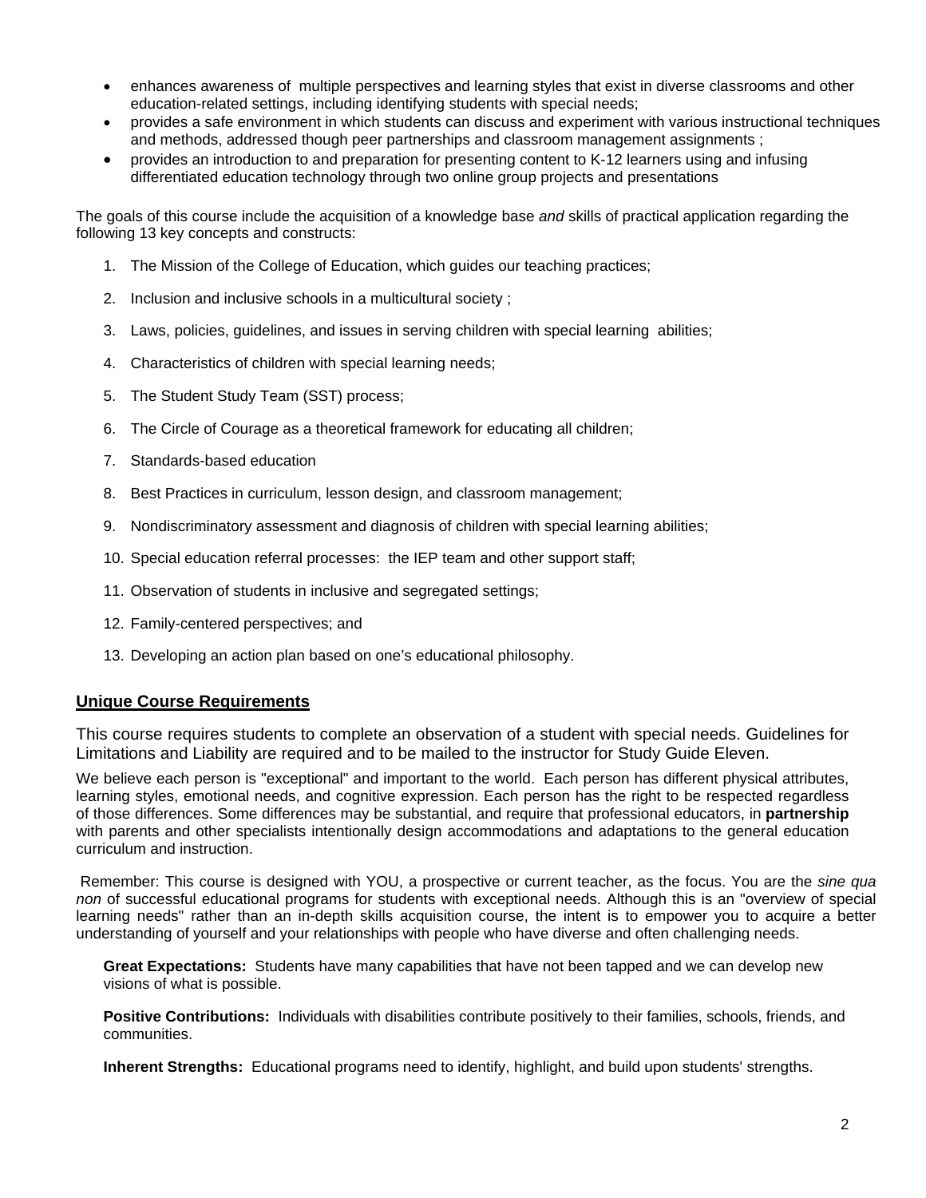- enhances awareness of multiple perspectives and learning styles that exist in diverse classrooms and other education-related settings, including identifying students with special needs;
- provides a safe environment in which students can discuss and experiment with various instructional techniques and methods, addressed though peer partnerships and classroom management assignments ;
- provides an introduction to and preparation for presenting content to K-12 learners using and infusing differentiated education technology through two online group projects and presentations

The goals of this course include the acquisition of a knowledge base *and* skills of practical application regarding the following 13 key concepts and constructs:

1. The Mission of the College of Education, which guides our teaching practices;
2. Inclusion and inclusive schools in a multicultural society ;
3. Laws, policies, guidelines, and issues in serving children with special learning abilities;
4. Characteristics of children with special learning needs;
5. The Student Study Team (SST) process;
6. The Circle of Courage as a theoretical framework for educating all children;
7. Standards-based education
8. Best Practices in curriculum, lesson design, and classroom management;
9. Nondiscriminatory assessment and diagnosis of children with special learning abilities;
10. Special education referral processes: the IEP team and other support staff;
11. Observation of students in inclusive and segregated settings;
12. Family-centered perspectives; and
13. Developing an action plan based on one's educational philosophy.

## Unique Course Requirements

This course requires students to complete an observation of a student with special needs. Guidelines for Limitations and Liability are required and to be mailed to the instructor for Study Guide Eleven.

We believe each person is "exceptional" and important to the world. Each person has different physical attributes, learning styles, emotional needs, and cognitive expression. Each person has the right to be respected regardless of those differences. Some differences may be substantial, and require that professional educators, in **partnership** with parents and other specialists intentionally design accommodations and adaptations to the general education curriculum and instruction.

Remember: This course is designed with YOU, a prospective or current teacher, as the focus. You are the *sine qua non* of successful educational programs for students with exceptional needs. Although this is an "overview of special learning needs" rather than an in-depth skills acquisition course, the intent is to empower you to acquire a better understanding of yourself and your relationships with people who have diverse and often challenging needs.

**Great Expectations:** Students have many capabilities that have not been tapped and we can develop new visions of what is possible.

**Positive Contributions:** Individuals with disabilities contribute positively to their families, schools, friends, and communities.

**Inherent Strengths:** Educational programs need to identify, highlight, and build upon students' strengths.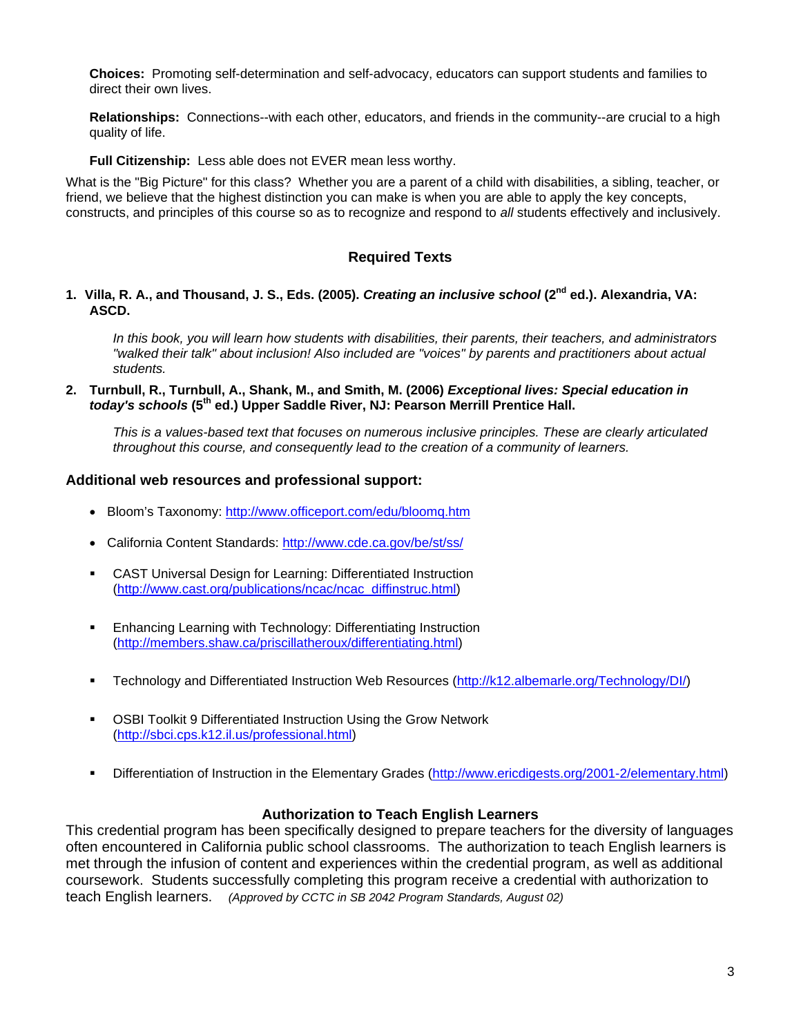**Choices:** Promoting self-determination and self-advocacy, educators can support students and families to direct their own lives.

**Relationships:** Connections--with each other, educators, and friends in the community--are crucial to a high quality of life.

**Full Citizenship:** Less able does not EVER mean less worthy.

What is the "Big Picture" for this class? Whether you are a parent of a child with disabilities, a sibling, teacher, or friend, we believe that the highest distinction you can make is when you are able to apply the key concepts, constructs, and principles of this course so as to recognize and respond to *all* students effectively and inclusively.

## Required Texts

1. **Villa, R. A., and Thousand, J. S., Eds. (2005). *Creating an inclusive school* (2nd ed.). Alexandria, VA: ASCD.**

   *In this book, you will learn how students with disabilities, their parents, their teachers, and administrators "walked their talk" about inclusion! Also included are "voices" by parents and practitioners about actual students.*

2. **Turnbull, R., Turnbull, A., Shank, M., and Smith, M. (2006) *Exceptional lives: Special education in today's schools* (5th ed.) Upper Saddle River, NJ: Pearson Merrill Prentice Hall.**

   *This is a values-based text that focuses on numerous inclusive principles. These are clearly articulated throughout this course, and consequently lead to the creation of a community of learners.*

### Additional web resources and professional support:

- Bloom's Taxonomy: http://www.officeport.com/edu/bloomq.htm
- California Content Standards: http://www.cde.ca.gov/be/st/ss/
- CAST Universal Design for Learning: Differentiated Instruction (http://www.cast.org/publications/ncac/ncac_diffinstruc.html)
- Enhancing Learning with Technology: Differentiating Instruction (http://members.shaw.ca/priscillatheroux/differentiating.html)
- Technology and Differentiated Instruction Web Resources (http://k12.albemarle.org/Technology/DI/)
- OSBI Toolkit 9 Differentiated Instruction Using the Grow Network (http://sbci.cps.k12.il.us/professional.html)
- Differentiation of Instruction in the Elementary Grades (http://www.ericdigests.org/2001-2/elementary.html)

## Authorization to Teach English Learners

This credential program has been specifically designed to prepare teachers for the diversity of languages often encountered in California public school classrooms. The authorization to teach English learners is met through the infusion of content and experiences within the credential program, as well as additional coursework. Students successfully completing this program receive a credential with authorization to teach English learners. *(Approved by CCTC in SB 2042 Program Standards, August 02)*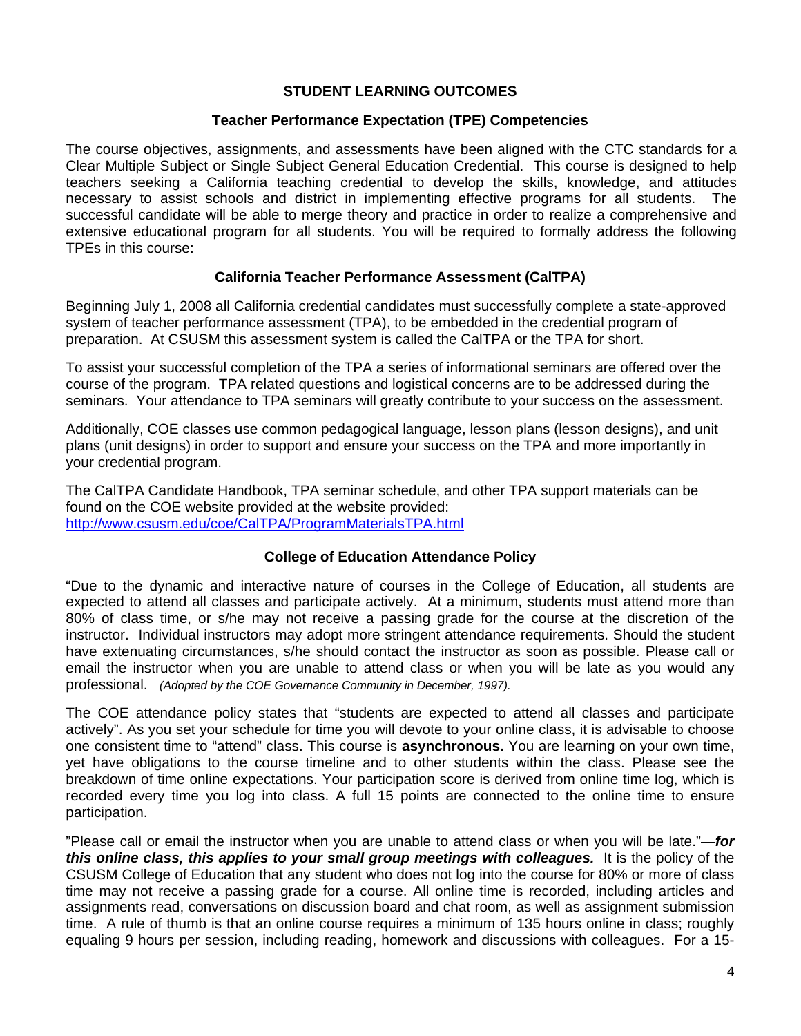## STUDENT LEARNING OUTCOMES

### Teacher Performance Expectation (TPE) Competencies

The course objectives, assignments, and assessments have been aligned with the CTC standards for a Clear Multiple Subject or Single Subject General Education Credential. This course is designed to help teachers seeking a California teaching credential to develop the skills, knowledge, and attitudes necessary to assist schools and district in implementing effective programs for all students. The successful candidate will be able to merge theory and practice in order to realize a comprehensive and extensive educational program for all students. You will be required to formally address the following TPEs in this course:

### California Teacher Performance Assessment (CalTPA)

Beginning July 1, 2008 all California credential candidates must successfully complete a state-approved system of teacher performance assessment (TPA), to be embedded in the credential program of preparation. At CSUSM this assessment system is called the CalTPA or the TPA for short.

To assist your successful completion of the TPA a series of informational seminars are offered over the course of the program. TPA related questions and logistical concerns are to be addressed during the seminars. Your attendance to TPA seminars will greatly contribute to your success on the assessment.

Additionally, COE classes use common pedagogical language, lesson plans (lesson designs), and unit plans (unit designs) in order to support and ensure your success on the TPA and more importantly in your credential program.

The CalTPA Candidate Handbook, TPA seminar schedule, and other TPA support materials can be found on the COE website provided at the website provided: [http://www.csusm.edu/coe/CalTPA/ProgramMaterialsTPA.html](http://www.csusm.edu/coe/CalTPA/ProgramMaterialsTPA.html)

### College of Education Attendance Policy

"Due to the dynamic and interactive nature of courses in the College of Education, all students are expected to attend all classes and participate actively. At a minimum, students must attend more than 80% of class time, or s/he may not receive a passing grade for the course at the discretion of the instructor. Individual instructors may adopt more stringent attendance requirements. Should the student have extenuating circumstances, s/he should contact the instructor as soon as possible. Please call or email the instructor when you are unable to attend class or when you will be late as you would any professional. *(Adopted by the COE Governance Community in December, 1997).*

The COE attendance policy states that "students are expected to attend all classes and participate actively". As you set your schedule for time you will devote to your online class, it is advisable to choose one consistent time to "attend" class. This course is **asynchronous.** You are learning on your own time, yet have obligations to the course timeline and to other students within the class. Please see the breakdown of time online expectations. Your participation score is derived from online time log, which is recorded every time you log into class. A full 15 points are connected to the online time to ensure participation.

"Please call or email the instructor when you are unable to attend class or when you will be late."—***for this online class, this applies to your small group meetings with colleagues.*** It is the policy of the CSUSM College of Education that any student who does not log into the course for 80% or more of class time may not receive a passing grade for a course. All online time is recorded, including articles and assignments read, conversations on discussion board and chat room, as well as assignment submission time. A rule of thumb is that an online course requires a minimum of 135 hours online in class; roughly equaling 9 hours per session, including reading, homework and discussions with colleagues. For a 15-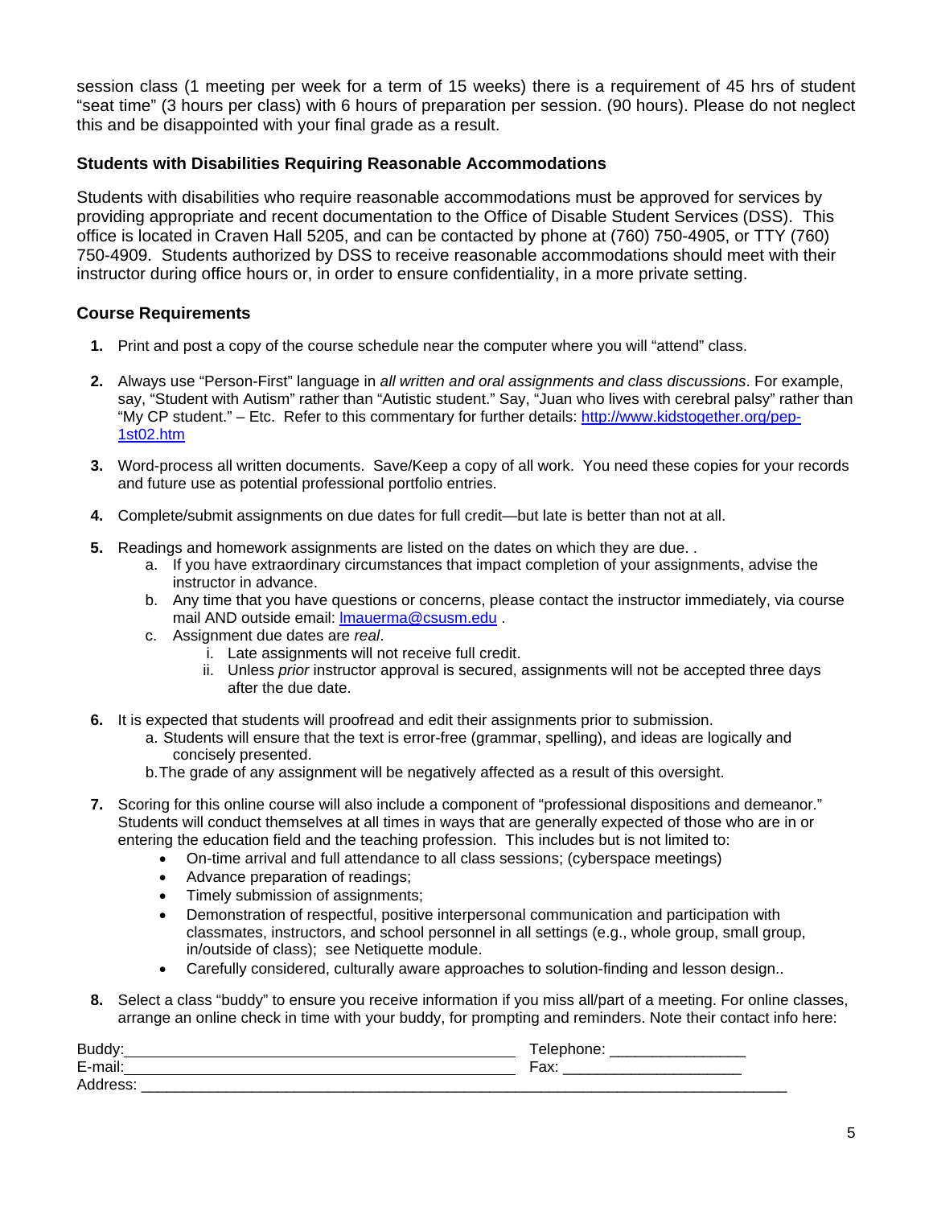session class (1 meeting per week for a term of 15 weeks) there is a requirement of 45 hrs of student "seat time" (3 hours per class) with 6 hours of preparation per session. (90 hours). Please do not neglect this and be disappointed with your final grade as a result.

### Students with Disabilities Requiring Reasonable Accommodations

Students with disabilities who require reasonable accommodations must be approved for services by providing appropriate and recent documentation to the Office of Disable Student Services (DSS). This office is located in Craven Hall 5205, and can be contacted by phone at (760) 750-4905, or TTY (760) 750-4909. Students authorized by DSS to receive reasonable accommodations should meet with their instructor during office hours or, in order to ensure confidentiality, in a more private setting.

### Course Requirements

1. Print and post a copy of the course schedule near the computer where you will "attend" class.

2. Always use "Person-First" language in *all written and oral assignments and class discussions*. For example, say, "Student with Autism" rather than "Autistic student." Say, "Juan who lives with cerebral palsy" rather than "My CP student." – Etc. Refer to this commentary for further details: http://www.kidstogether.org/pep-1st02.htm

3. Word-process all written documents. Save/Keep a copy of all work. You need these copies for your records and future use as potential professional portfolio entries.

4. Complete/submit assignments on due dates for full credit—but late is better than not at all.

5. Readings and homework assignments are listed on the dates on which they are due. .
   a. If you have extraordinary circumstances that impact completion of your assignments, advise the instructor in advance.
   b. Any time that you have questions or concerns, please contact the instructor immediately, via course mail AND outside email: lmauerma@csusm.edu .
   c. Assignment due dates are *real*.
      i. Late assignments will not receive full credit.
      ii. Unless *prior* instructor approval is secured, assignments will not be accepted three days after the due date.

6. It is expected that students will proofread and edit their assignments prior to submission.
   a. Students will ensure that the text is error-free (grammar, spelling), and ideas are logically and concisely presented.
   b. The grade of any assignment will be negatively affected as a result of this oversight.

7. Scoring for this online course will also include a component of "professional dispositions and demeanor." Students will conduct themselves at all times in ways that are generally expected of those who are in or entering the education field and the teaching profession. This includes but is not limited to:
   - On-time arrival and full attendance to all class sessions; (cyberspace meetings)
   - Advance preparation of readings;
   - Timely submission of assignments;
   - Demonstration of respectful, positive interpersonal communication and participation with classmates, instructors, and school personnel in all settings (e.g., whole group, small group, in/outside of class); see Netiquette module.
   - Carefully considered, culturally aware approaches to solution-finding and lesson design..

8. Select a class "buddy" to ensure you receive information if you miss all/part of a meeting. For online classes, arrange an online check in time with your buddy, for prompting and reminders. Note their contact info here:

Buddy:______________________________________________ Telephone: ________________
E-mail:______________________________________________ Fax: ______________________
Address: ___________________________________________________________________________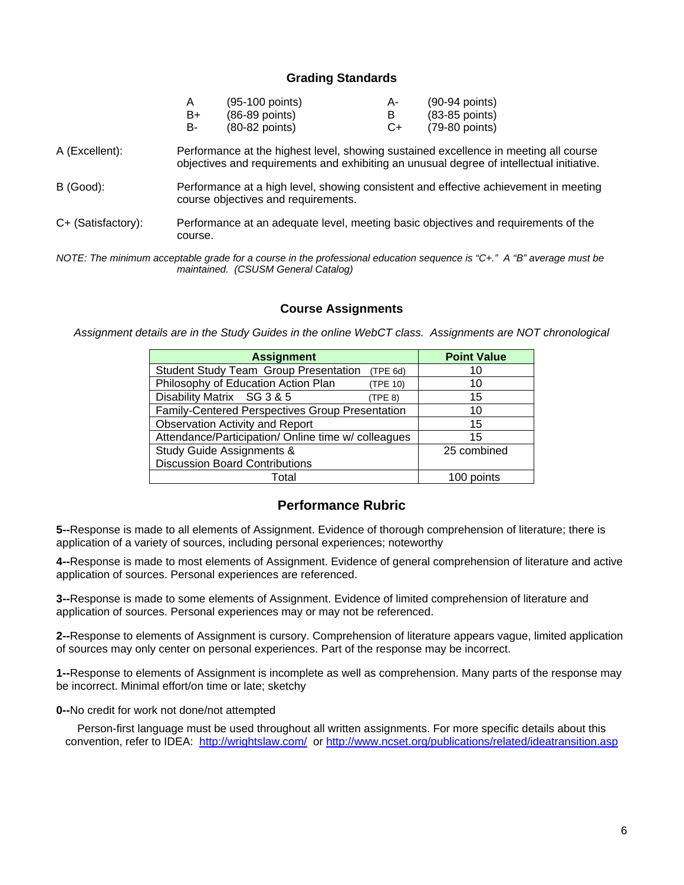## Grading Standards

| | | | |
|---|---|---|---|
| A | (95-100 points) | A- | (90-94 points) |
| B+ | (86-89 points) | B | (83-85 points) |
| B- | (80-82 points) | C+ | (79-80 points) |

A (Excellent): Performance at the highest level, showing sustained excellence in meeting all course objectives and requirements and exhibiting an unusual degree of intellectual initiative.

B (Good): Performance at a high level, showing consistent and effective achievement in meeting course objectives and requirements.

C+ (Satisfactory): Performance at an adequate level, meeting basic objectives and requirements of the course.

*NOTE: The minimum acceptable grade for a course in the professional education sequence is "C+." A "B" average must be maintained. (CSUSM General Catalog)*

## Course Assignments

*Assignment details are in the Study Guides in the online WebCT class. Assignments are NOT chronological*

| Assignment | Point Value |
|---|---|
| Student Study Team Group Presentation (TPE 6d) | 10 |
| Philosophy of Education Action Plan (TPE 10) | 10 |
| Disability Matrix SG 3 & 5 (TPE 8) | 15 |
| Family-Centered Perspectives Group Presentation | 10 |
| Observation Activity and Report | 15 |
| Attendance/Participation/ Online time w/ colleagues | 15 |
| Study Guide Assignments & Discussion Board Contributions | 25 combined |
| Total | 100 points |

## Performance Rubric

**5--**Response is made to all elements of Assignment. Evidence of thorough comprehension of literature; there is application of a variety of sources, including personal experiences; noteworthy

**4--**Response is made to most elements of Assignment. Evidence of general comprehension of literature and active application of sources. Personal experiences are referenced.

**3--**Response is made to some elements of Assignment. Evidence of limited comprehension of literature and application of sources. Personal experiences may or may not be referenced.

**2--**Response to elements of Assignment is cursory. Comprehension of literature appears vague, limited application of sources may only center on personal experiences. Part of the response may be incorrect.

**1--**Response to elements of Assignment is incomplete as well as comprehension. Many parts of the response may be incorrect. Minimal effort/on time or late; sketchy

**0--**No credit for work not done/not attempted

Person-first language must be used throughout all written assignments. For more specific details about this convention, refer to IDEA: http://wrightslaw.com/ or http://www.ncset.org/publications/related/ideatransition.asp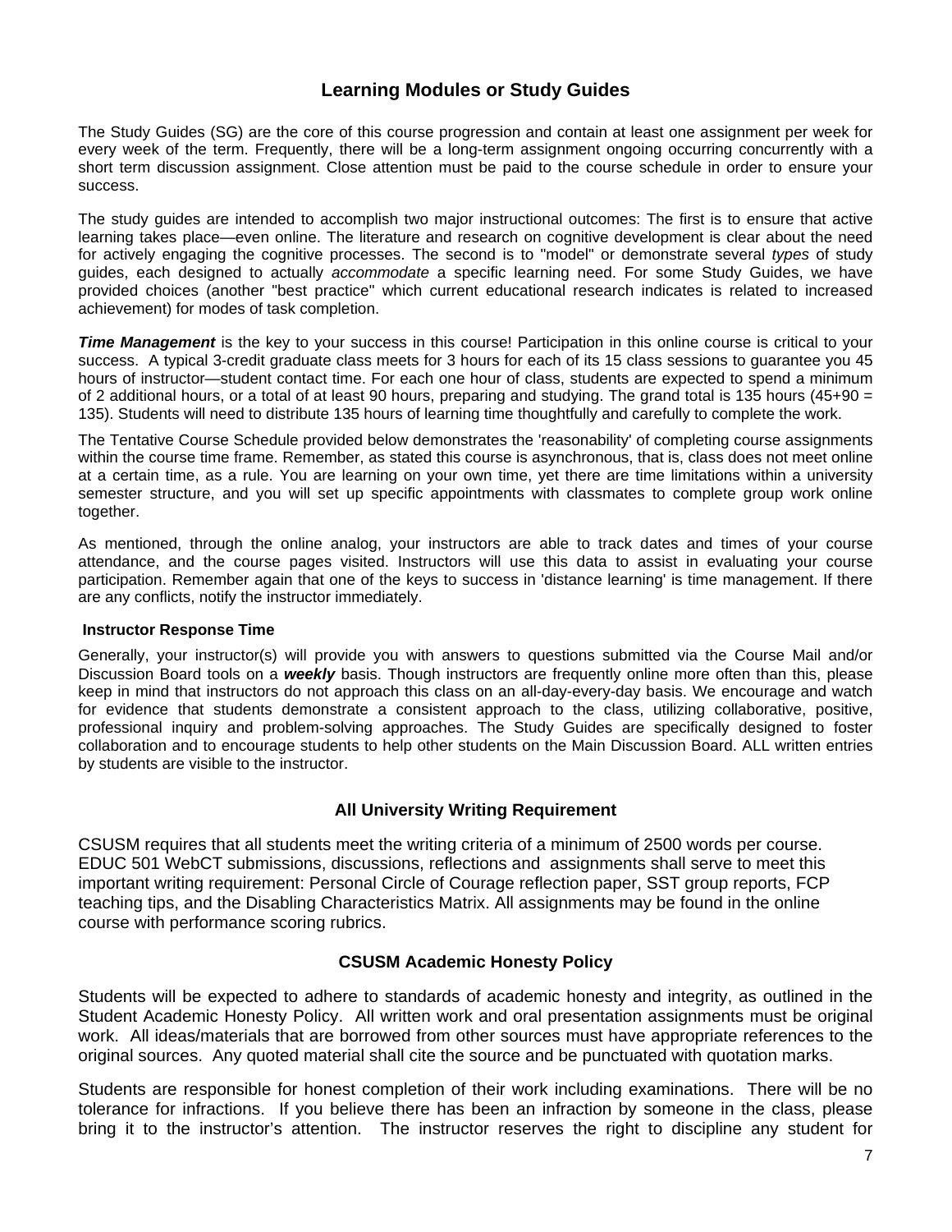## Learning Modules or Study Guides

The Study Guides (SG) are the core of this course progression and contain at least one assignment per week for every week of the term. Frequently, there will be a long-term assignment ongoing occurring concurrently with a short term discussion assignment. Close attention must be paid to the course schedule in order to ensure your success.

The study guides are intended to accomplish two major instructional outcomes: The first is to ensure that active learning takes place—even online. The literature and research on cognitive development is clear about the need for actively engaging the cognitive processes. The second is to "model" or demonstrate several *types* of study guides, each designed to actually *accommodate* a specific learning need. For some Study Guides, we have provided choices (another "best practice" which current educational research indicates is related to increased achievement) for modes of task completion.

***Time Management*** is the key to your success in this course! Participation in this online course is critical to your success. A typical 3-credit graduate class meets for 3 hours for each of its 15 class sessions to guarantee you 45 hours of instructor—student contact time. For each one hour of class, students are expected to spend a minimum of 2 additional hours, or a total of at least 90 hours, preparing and studying. The grand total is 135 hours (45+90 = 135). Students will need to distribute 135 hours of learning time thoughtfully and carefully to complete the work.

The Tentative Course Schedule provided below demonstrates the 'reasonability' of completing course assignments within the course time frame. Remember, as stated this course is asynchronous, that is, class does not meet online at a certain time, as a rule. You are learning on your own time, yet there are time limitations within a university semester structure, and you will set up specific appointments with classmates to complete group work online together.

As mentioned, through the online analog, your instructors are able to track dates and times of your course attendance, and the course pages visited. Instructors will use this data to assist in evaluating your course participation. Remember again that one of the keys to success in 'distance learning' is time management. If there are any conflicts, notify the instructor immediately.

#### Instructor Response Time

Generally, your instructor(s) will provide you with answers to questions submitted via the Course Mail and/or Discussion Board tools on a ***weekly*** basis. Though instructors are frequently online more often than this, please keep in mind that instructors do not approach this class on an all-day-every-day basis. We encourage and watch for evidence that students demonstrate a consistent approach to the class, utilizing collaborative, positive, professional inquiry and problem-solving approaches. The Study Guides are specifically designed to foster collaboration and to encourage students to help other students on the Main Discussion Board. ALL written entries by students are visible to the instructor.

## All University Writing Requirement

CSUSM requires that all students meet the writing criteria of a minimum of 2500 words per course. EDUC 501 WebCT submissions, discussions, reflections and assignments shall serve to meet this important writing requirement: Personal Circle of Courage reflection paper, SST group reports, FCP teaching tips, and the Disabling Characteristics Matrix. All assignments may be found in the online course with performance scoring rubrics.

## CSUSM Academic Honesty Policy

Students will be expected to adhere to standards of academic honesty and integrity, as outlined in the Student Academic Honesty Policy. All written work and oral presentation assignments must be original work. All ideas/materials that are borrowed from other sources must have appropriate references to the original sources. Any quoted material shall cite the source and be punctuated with quotation marks.

Students are responsible for honest completion of their work including examinations. There will be no tolerance for infractions. If you believe there has been an infraction by someone in the class, please bring it to the instructor's attention. The instructor reserves the right to discipline any student for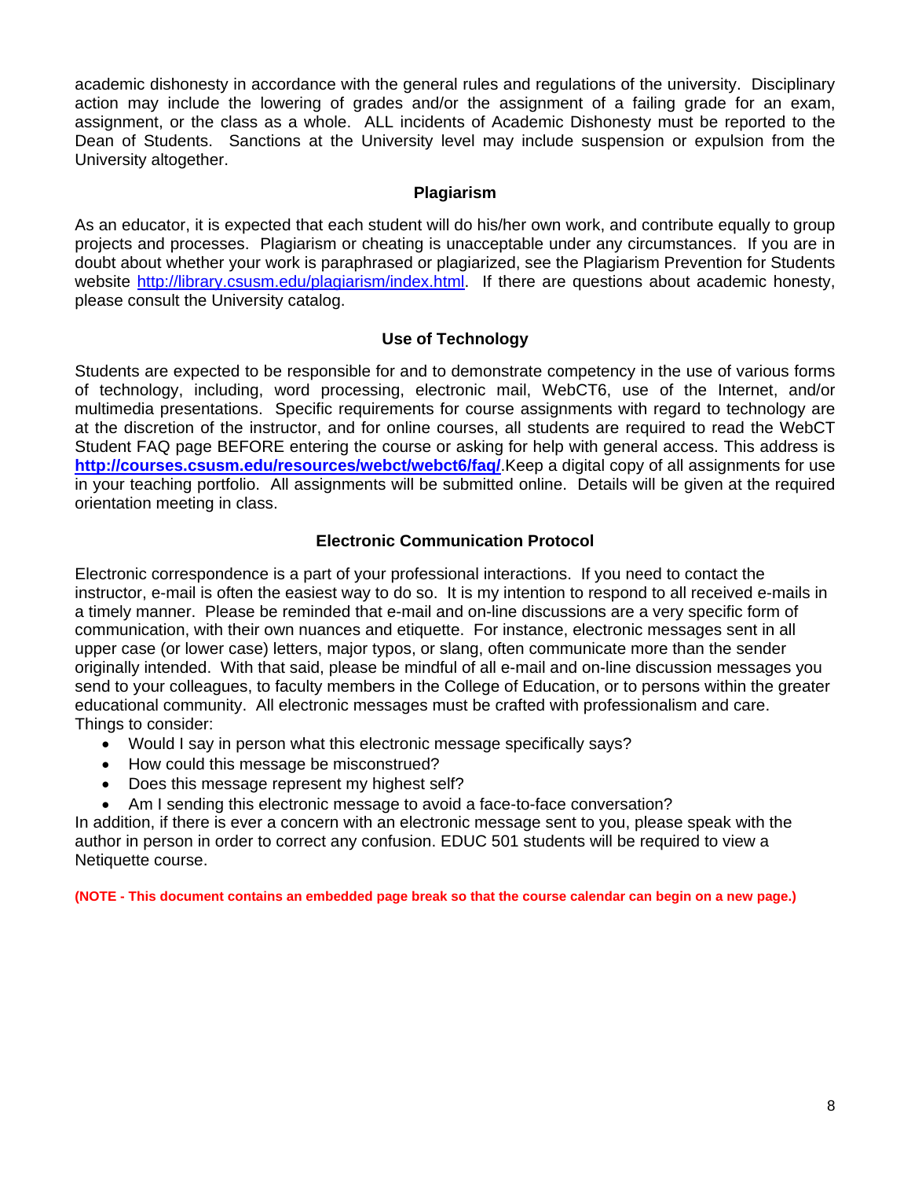academic dishonesty in accordance with the general rules and regulations of the university. Disciplinary action may include the lowering of grades and/or the assignment of a failing grade for an exam, assignment, or the class as a whole. ALL incidents of Academic Dishonesty must be reported to the Dean of Students. Sanctions at the University level may include suspension or expulsion from the University altogether.

## Plagiarism

As an educator, it is expected that each student will do his/her own work, and contribute equally to group projects and processes. Plagiarism or cheating is unacceptable under any circumstances. If you are in doubt about whether your work is paraphrased or plagiarized, see the Plagiarism Prevention for Students website http://library.csusm.edu/plagiarism/index.html. If there are questions about academic honesty, please consult the University catalog.

## Use of Technology

Students are expected to be responsible for and to demonstrate competency in the use of various forms of technology, including, word processing, electronic mail, WebCT6, use of the Internet, and/or multimedia presentations. Specific requirements for course assignments with regard to technology are at the discretion of the instructor, and for online courses, all students are required to read the WebCT Student FAQ page BEFORE entering the course or asking for help with general access. This address is **http://courses.csusm.edu/resources/webct/webct6/faq/**.Keep a digital copy of all assignments for use in your teaching portfolio. All assignments will be submitted online. Details will be given at the required orientation meeting in class.

## Electronic Communication Protocol

Electronic correspondence is a part of your professional interactions. If you need to contact the instructor, e-mail is often the easiest way to do so. It is my intention to respond to all received e-mails in a timely manner. Please be reminded that e-mail and on-line discussions are a very specific form of communication, with their own nuances and etiquette. For instance, electronic messages sent in all upper case (or lower case) letters, major typos, or slang, often communicate more than the sender originally intended. With that said, please be mindful of all e-mail and on-line discussion messages you send to your colleagues, to faculty members in the College of Education, or to persons within the greater educational community. All electronic messages must be crafted with professionalism and care.
Things to consider:

- Would I say in person what this electronic message specifically says?
- How could this message be misconstrued?
- Does this message represent my highest self?
- Am I sending this electronic message to avoid a face-to-face conversation?

In addition, if there is ever a concern with an electronic message sent to you, please speak with the author in person in order to correct any confusion. EDUC 501 students will be required to view a Netiquette course.

**(NOTE - This document contains an embedded page break so that the course calendar can begin on a new page.)**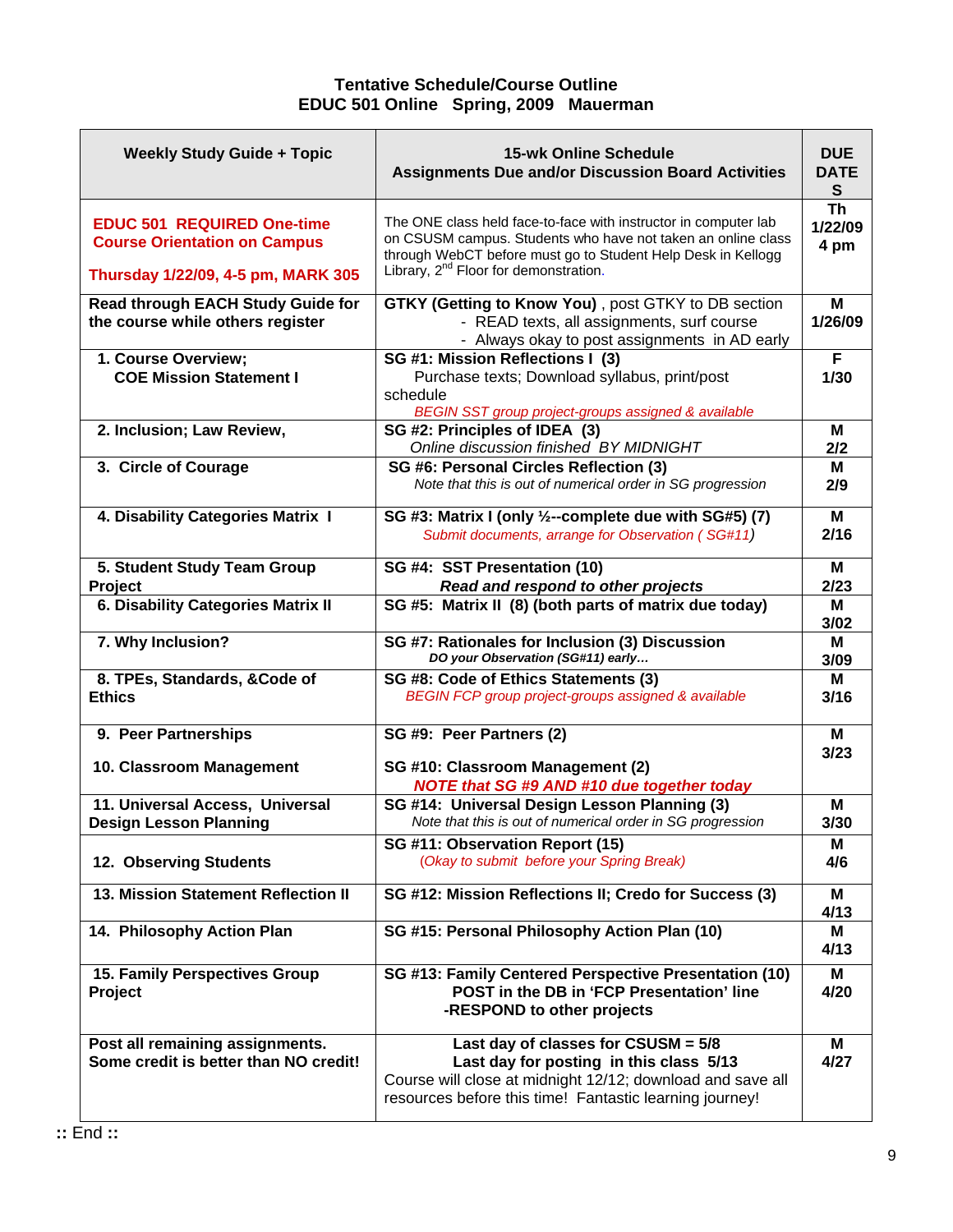# Tentative Schedule/Course Outline
## EDUC 501 Online Spring, 2009 Mauerman

| Weekly Study Guide + Topic | 15-wk Online Schedule<br>Assignments Due and/or Discussion Board Activities | DUE DATES |
|---|---|---|
| **EDUC 501 REQUIRED One-time Course Orientation on Campus**<br>**Thursday 1/22/09, 4-5 pm, MARK 305** | The ONE class held face-to-face with instructor in computer lab on CSUSM campus. Students who have not taken an online class through WebCT before must go to Student Help Desk in Kellogg Library, 2nd Floor for demonstration. | **Th 1/22/09 4 pm** |
| **Read through EACH Study Guide for the course while others register** | **GTKY (Getting to Know You)**, post GTKY to DB section<br>- READ texts, all assignments, surf course<br>- Always okay to post assignments in AD early | **M 1/26/09** |
| **1. Course Overview; COE Mission Statement I** | **SG #1: Mission Reflections I (3)**<br>Purchase texts; Download syllabus, print/post schedule<br>*BEGIN SST group project-groups assigned & available* | **F 1/30** |
| **2. Inclusion; Law Review,** | **SG #2: Principles of IDEA (3)**<br>*Online discussion finished BY MIDNIGHT* | **M 2/2** |
| **3. Circle of Courage** | **SG #6: Personal Circles Reflection (3)**<br>*Note that this is out of numerical order in SG progression* | **M 2/9** |
| **4. Disability Categories Matrix I** | **SG #3: Matrix I (only ½--complete due with SG#5) (7)**<br>*Submit documents, arrange for Observation ( SG#11)* | **M 2/16** |
| **5. Student Study Team Group Project** | **SG #4: SST Presentation (10)**<br>***Read and respond to other projects*** | **M 2/23** |
| **6. Disability Categories Matrix II** | **SG #5: Matrix II (8) (both parts of matrix due today)** | **M 3/02** |
| **7. Why Inclusion?** | **SG #7: Rationales for Inclusion (3) Discussion**<br>***DO your Observation (SG#11) early…*** | **M 3/09** |
| **8. TPEs, Standards, &Code of Ethics** | **SG #8: Code of Ethics Statements (3)**<br>*BEGIN FCP group project-groups assigned & available* | **M 3/16** |
| **9. Peer Partnerships**<br>**10. Classroom Management** | **SG #9: Peer Partners (2)**<br>**SG #10: Classroom Management (2)**<br>***NOTE that SG #9 AND #10 due together today*** | **M 3/23** |
| **11. Universal Access, Universal Design Lesson Planning** | **SG #14: Universal Design Lesson Planning (3)**<br>*Note that this is out of numerical order in SG progression* | **M 3/30** |
| **12. Observing Students** | **SG #11: Observation Report (15)**<br>*(Okay to submit before your Spring Break)* | **M 4/6** |
| **13. Mission Statement Reflection II** | **SG #12: Mission Reflections II; Credo for Success (3)** | **M 4/13** |
| **14. Philosophy Action Plan** | **SG #15: Personal Philosophy Action Plan (10)** | **M 4/13** |
| **15. Family Perspectives Group Project** | **SG #13: Family Centered Perspective Presentation (10)**<br>**POST in the DB in 'FCP Presentation' line**<br>**-RESPOND to other projects** | **M 4/20** |
| **Post all remaining assignments. Some credit is better than NO credit!** | **Last day of classes for CSUSM = 5/8**<br>**Last day for posting in this class 5/13**<br>Course will close at midnight 12/12; download and save all resources before this time! Fantastic learning journey! | **M 4/27** |

**::** End **::**